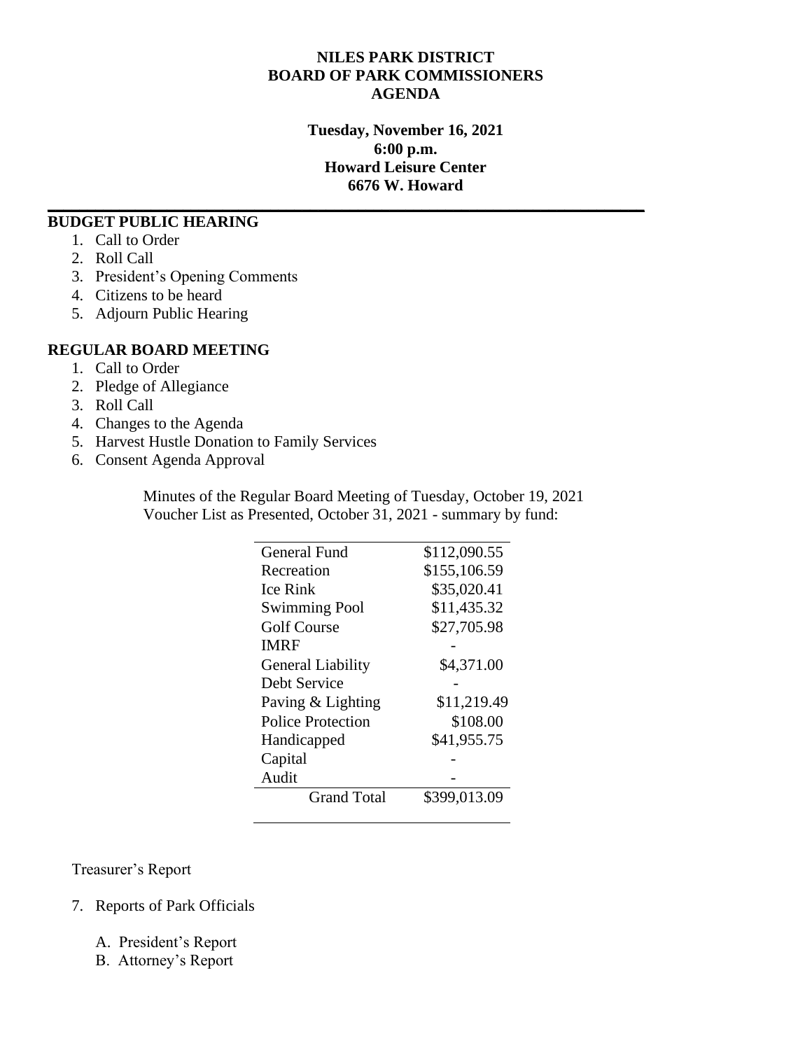**NILES PARK DISTRICT**
**BOARD OF PARK COMMISSIONERS**
**AGENDA**

**Tuesday, November 16, 2021**
**6:00 p.m.**
**Howard Leisure Center**
**6676 W. Howard**

## BUDGET PUBLIC HEARING

1. Call to Order
2. Roll Call
3. President's Opening Comments
4. Citizens to be heard
5. Adjourn Public Hearing

## REGULAR BOARD MEETING

1. Call to Order
2. Pledge of Allegiance
3. Roll Call
4. Changes to the Agenda
5. Harvest Hustle Donation to Family Services
6. Consent Agenda Approval

   Minutes of the Regular Board Meeting of Tuesday, October 19, 2021
   Voucher List as Presented, October 31, 2021 - summary by fund:

| | |
|---|---|
| General Fund | $112,090.55 |
| Recreation | $155,106.59 |
| Ice Rink | $35,020.41 |
| Swimming Pool | $11,435.32 |
| Golf Course | $27,705.98 |
| IMRF | - |
| General Liability | $4,371.00 |
| Debt Service | - |
| Paving & Lighting | $11,219.49 |
| Police Protection | $108.00 |
| Handicapped | $41,955.75 |
| Capital | - |
| Audit | - |
| Grand Total | $399,013.09 |

   Treasurer's Report

7. Reports of Park Officials

   A. President's Report
   B. Attorney's Report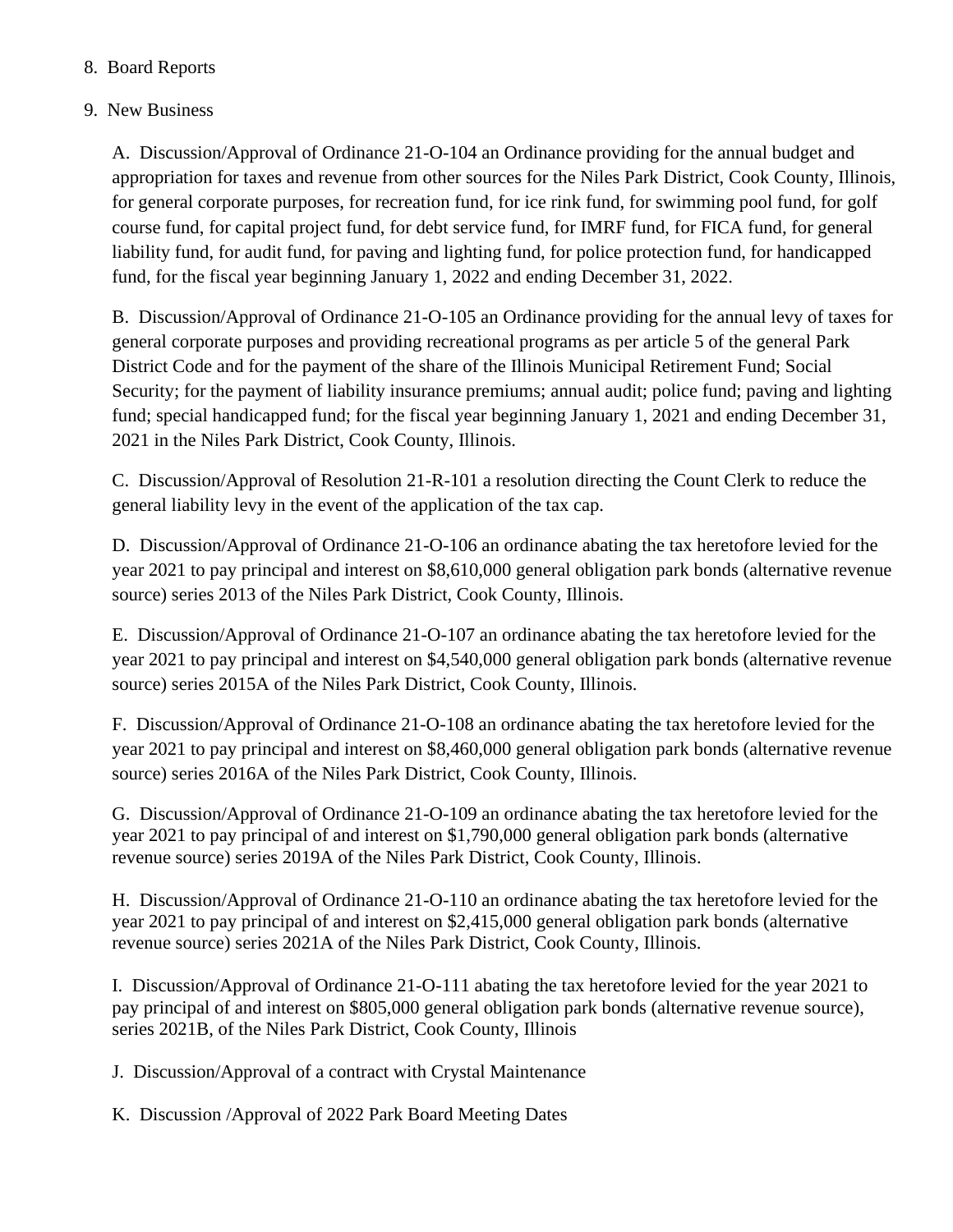8. Board Reports

9. New Business

   A. Discussion/Approval of Ordinance 21-O-104 an Ordinance providing for the annual budget and appropriation for taxes and revenue from other sources for the Niles Park District, Cook County, Illinois, for general corporate purposes, for recreation fund, for ice rink fund, for swimming pool fund, for golf course fund, for capital project fund, for debt service fund, for IMRF fund, for FICA fund, for general liability fund, for audit fund, for paving and lighting fund, for police protection fund, for handicapped fund, for the fiscal year beginning January 1, 2022 and ending December 31, 2022.

   B. Discussion/Approval of Ordinance 21-O-105 an Ordinance providing for the annual levy of taxes for general corporate purposes and providing recreational programs as per article 5 of the general Park District Code and for the payment of the share of the Illinois Municipal Retirement Fund; Social Security; for the payment of liability insurance premiums; annual audit; police fund; paving and lighting fund; special handicapped fund; for the fiscal year beginning January 1, 2021 and ending December 31, 2021 in the Niles Park District, Cook County, Illinois.

   C. Discussion/Approval of Resolution 21-R-101 a resolution directing the Count Clerk to reduce the general liability levy in the event of the application of the tax cap.

   D. Discussion/Approval of Ordinance 21-O-106 an ordinance abating the tax heretofore levied for the year 2021 to pay principal and interest on $8,610,000 general obligation park bonds (alternative revenue source) series 2013 of the Niles Park District, Cook County, Illinois.

   E. Discussion/Approval of Ordinance 21-O-107 an ordinance abating the tax heretofore levied for the year 2021 to pay principal and interest on $4,540,000 general obligation park bonds (alternative revenue source) series 2015A of the Niles Park District, Cook County, Illinois.

   F. Discussion/Approval of Ordinance 21-O-108 an ordinance abating the tax heretofore levied for the year 2021 to pay principal and interest on $8,460,000 general obligation park bonds (alternative revenue source) series 2016A of the Niles Park District, Cook County, Illinois.

   G. Discussion/Approval of Ordinance 21-O-109 an ordinance abating the tax heretofore levied for the year 2021 to pay principal of and interest on $1,790,000 general obligation park bonds (alternative revenue source) series 2019A of the Niles Park District, Cook County, Illinois.

   H. Discussion/Approval of Ordinance 21-O-110 an ordinance abating the tax heretofore levied for the year 2021 to pay principal of and interest on $2,415,000 general obligation park bonds (alternative revenue source) series 2021A of the Niles Park District, Cook County, Illinois.

   I. Discussion/Approval of Ordinance 21-O-111 abating the tax heretofore levied for the year 2021 to pay principal of and interest on $805,000 general obligation park bonds (alternative revenue source), series 2021B, of the Niles Park District, Cook County, Illinois

   J. Discussion/Approval of a contract with Crystal Maintenance

   K. Discussion /Approval of 2022 Park Board Meeting Dates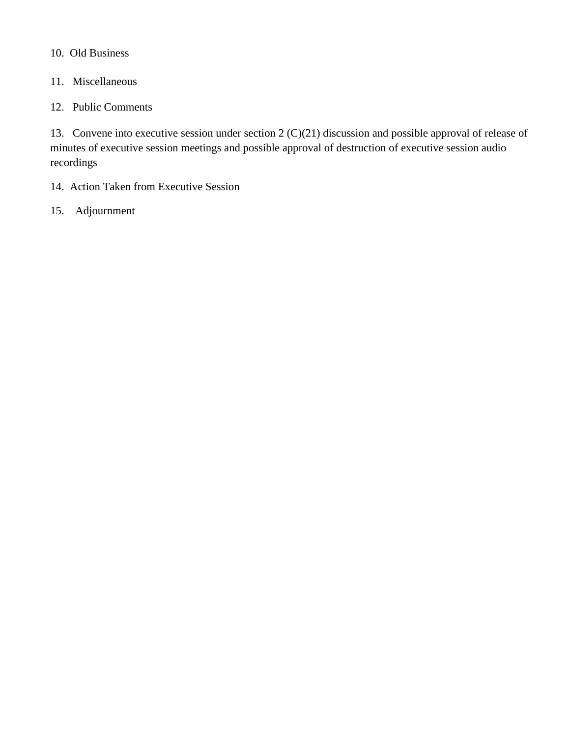10. Old Business

11. Miscellaneous

12. Public Comments

13. Convene into executive session under section 2 (C)(21) discussion and possible approval of release of minutes of executive session meetings and possible approval of destruction of executive session audio recordings

14. Action Taken from Executive Session

15. Adjournment